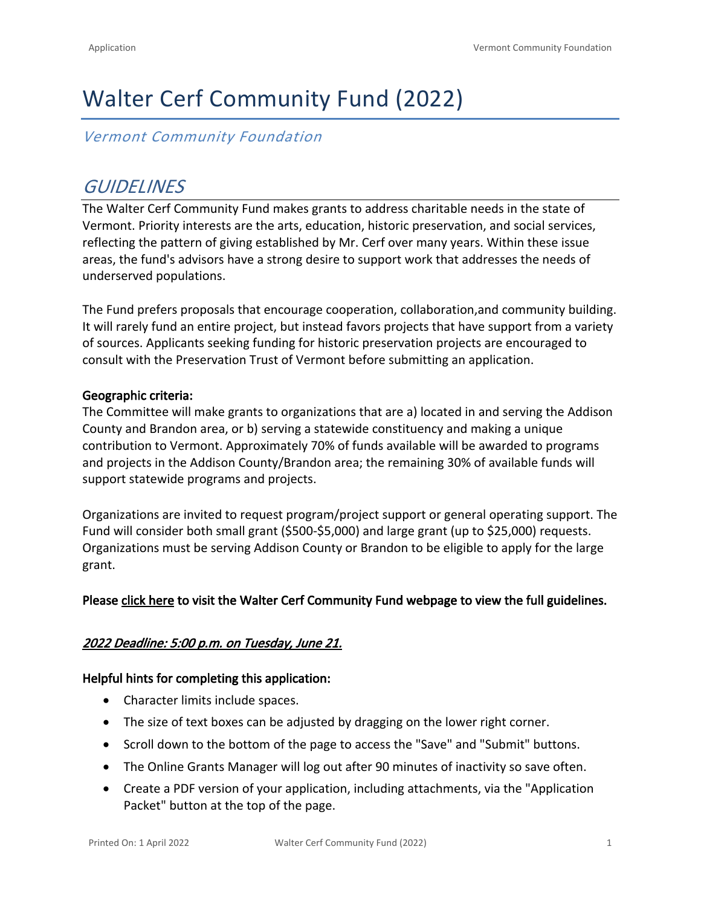# Walter Cerf Community Fund (2022)

*Vermont Community Foundation*

## *GUIDELINES*

The Walter Cerf Community Fund makes grants to address charitable needs in the state of Vermont. Priority interests are the arts, education, historic preservation, and social services, reflecting the pattern of giving established by Mr. Cerf over many years. Within these issue areas, the fund's advisors have a strong desire to support work that addresses the needs of underserved populations.

The Fund prefers proposals that encourage cooperation, collaboration,and community building. It will rarely fund an entire project, but instead favors projects that have support from a variety of sources. Applicants seeking funding for historic preservation projects are encouraged to consult with the Preservation Trust of Vermont before submitting an application.

**Geographic criteria:**
The Committee will make grants to organizations that are a) located in and serving the Addison County and Brandon area, or b) serving a statewide constituency and making a unique contribution to Vermont. Approximately 70% of funds available will be awarded to programs and projects in the Addison County/Brandon area; the remaining 30% of available funds will support statewide programs and projects.

Organizations are invited to request program/project support or general operating support. The Fund will consider both small grant ($500-$5,000) and large grant (up to $25,000) requests. Organizations must be serving Addison County or Brandon to be eligible to apply for the large grant.

**Please click here to visit the Walter Cerf Community Fund webpage to view the full guidelines.**

***2022 Deadline: 5:00 p.m. on Tuesday, June 21.***

**Helpful hints for completing this application:**

- Character limits include spaces.
- The size of text boxes can be adjusted by dragging on the lower right corner.
- Scroll down to the bottom of the page to access the "Save" and "Submit" buttons.
- The Online Grants Manager will log out after 90 minutes of inactivity so save often.
- Create a PDF version of your application, including attachments, via the "Application Packet" button at the top of the page.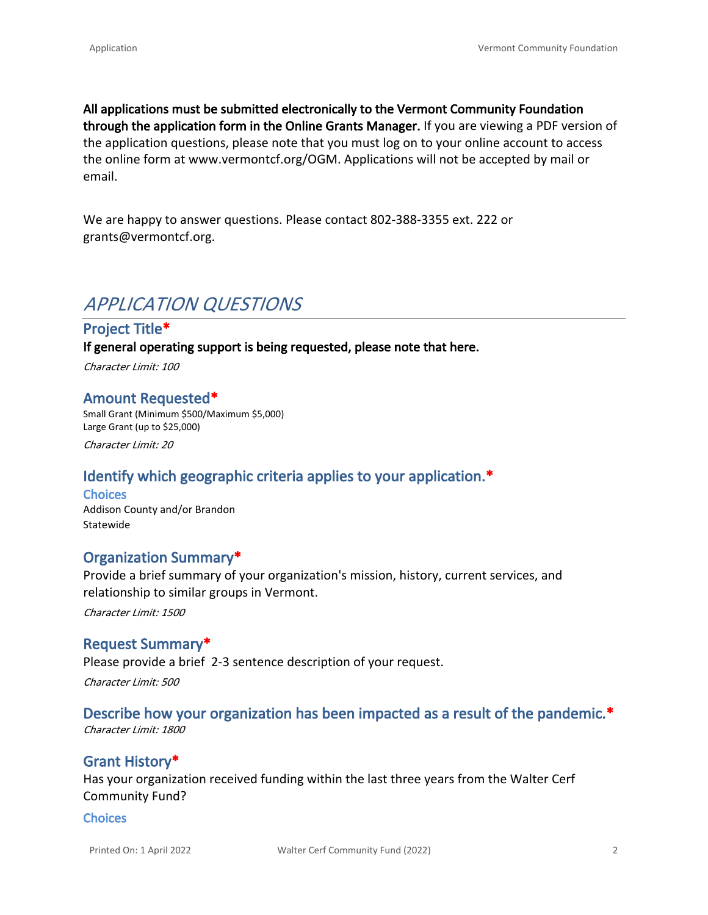**All applications must be submitted electronically to the Vermont Community Foundation through the application form in the Online Grants Manager.** If you are viewing a PDF version of the application questions, please note that you must log on to your online account to access the online form at www.vermontcf.org/OGM. Applications will not be accepted by mail or email.

We are happy to answer questions. Please contact 802-388-3355 ext. 222 or grants@vermontcf.org.

# APPLICATION QUESTIONS

## Project Title*

**If general operating support is being requested, please note that here.**

*Character Limit: 100*

## Amount Requested*

Small Grant (Minimum $500/Maximum $5,000)
Large Grant (up to $25,000)

*Character Limit: 20*

## Identify which geographic criteria applies to your application.*

### Choices

Addison County and/or Brandon
Statewide

## Organization Summary*

Provide a brief summary of your organization's mission, history, current services, and relationship to similar groups in Vermont.

*Character Limit: 1500*

## Request Summary*

Please provide a brief 2-3 sentence description of your request.

*Character Limit: 500*

## Describe how your organization has been impacted as a result of the pandemic.*

*Character Limit: 1800*

## Grant History*

Has your organization received funding within the last three years from the Walter Cerf Community Fund?

### Choices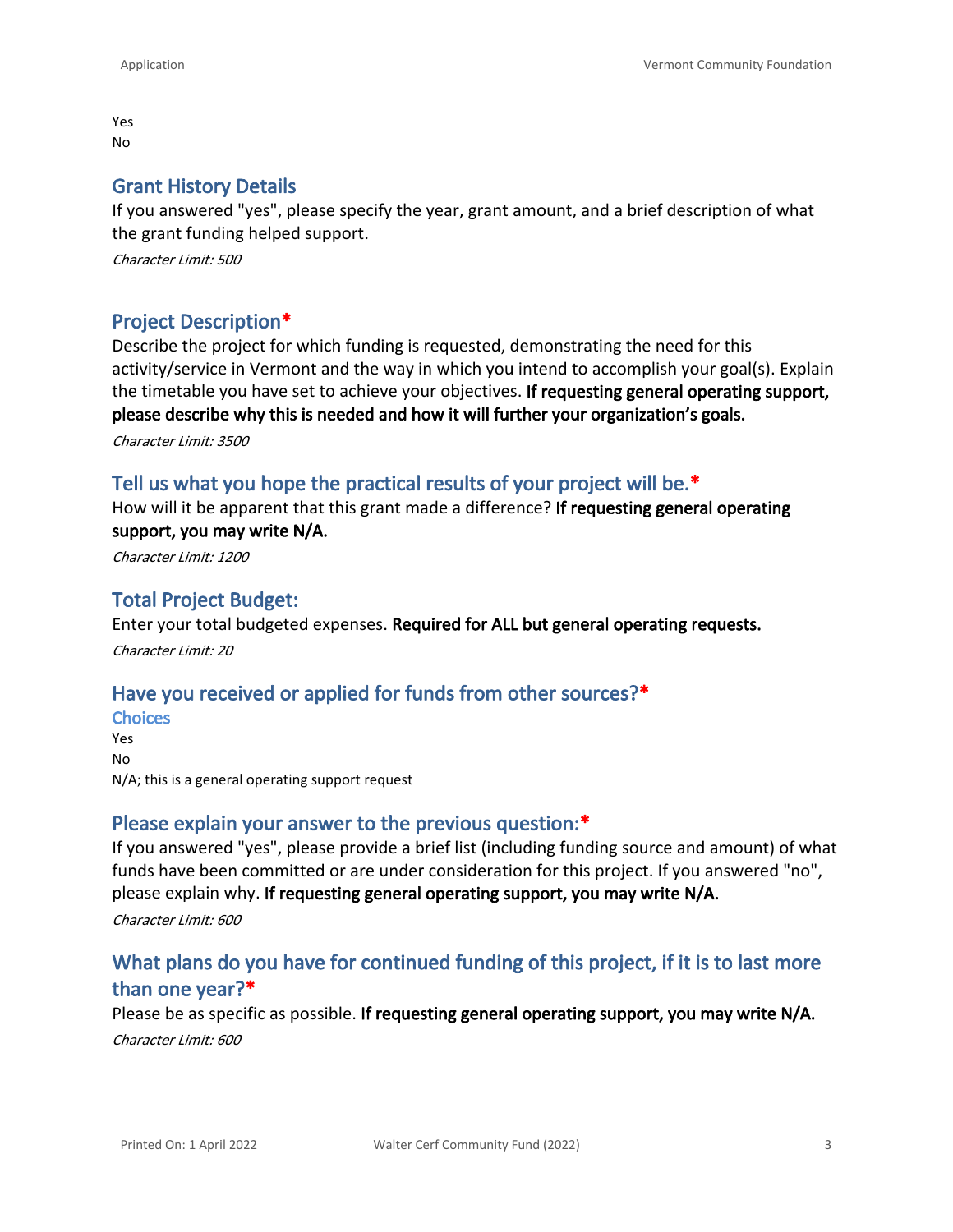Yes
No

## Grant History Details

If you answered "yes", please specify the year, grant amount, and a brief description of what the grant funding helped support.

*Character Limit: 500*

## Project Description*

Describe the project for which funding is requested, demonstrating the need for this activity/service in Vermont and the way in which you intend to accomplish your goal(s). Explain the timetable you have set to achieve your objectives. **If requesting general operating support, please describe why this is needed and how it will further your organization's goals.**

*Character Limit: 3500*

## Tell us what you hope the practical results of your project will be.*

How will it be apparent that this grant made a difference? **If requesting general operating support, you may write N/A.**

*Character Limit: 1200*

## Total Project Budget:

Enter your total budgeted expenses. **Required for ALL but general operating requests.**

*Character Limit: 20*

## Have you received or applied for funds from other sources?*

### Choices

Yes
No
N/A; this is a general operating support request

## Please explain your answer to the previous question:*

If you answered "yes", please provide a brief list (including funding source and amount) of what funds have been committed or are under consideration for this project. If you answered "no", please explain why. **If requesting general operating support, you may write N/A.**

*Character Limit: 600*

## What plans do you have for continued funding of this project, if it is to last more than one year?*

Please be as specific as possible. **If requesting general operating support, you may write N/A.**

*Character Limit: 600*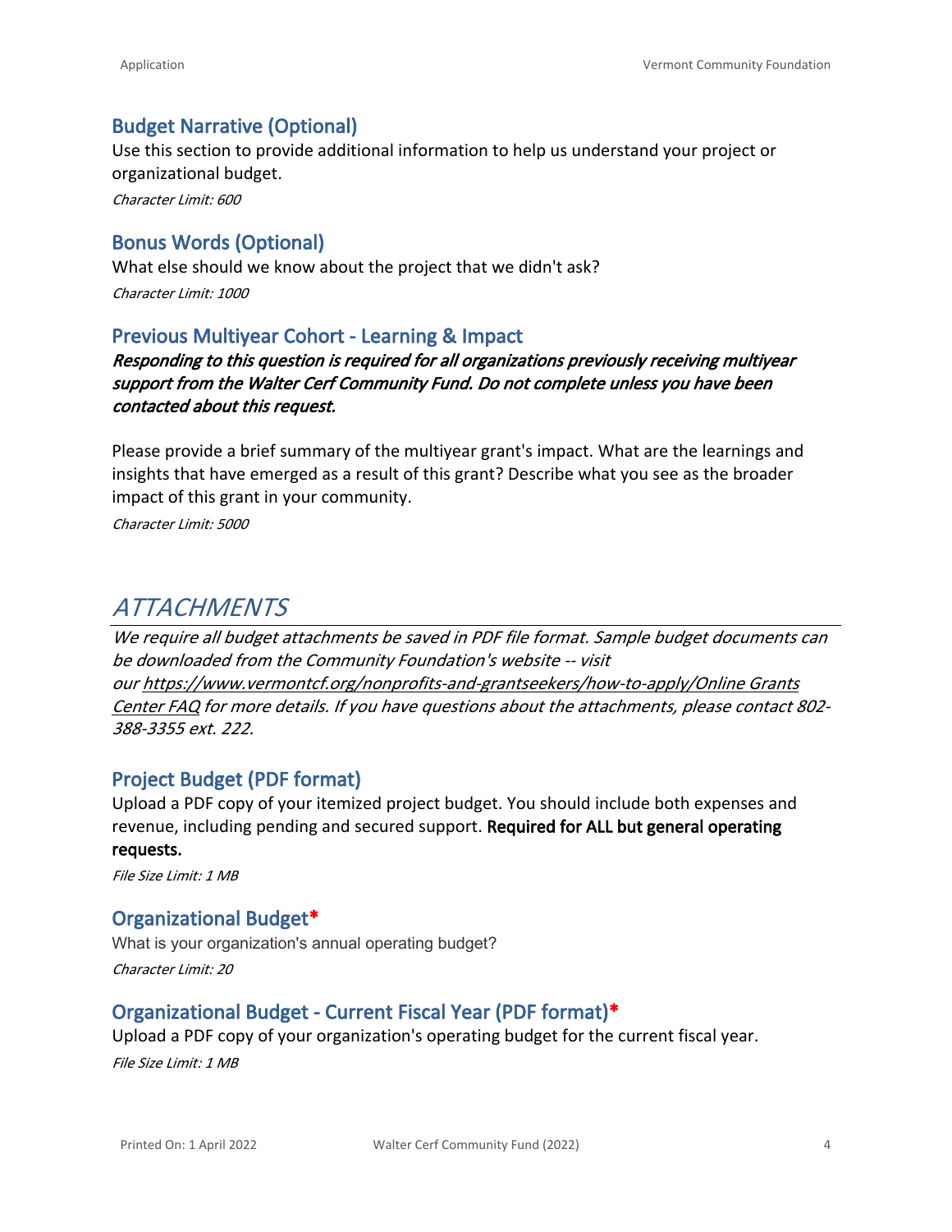### Budget Narrative (Optional)

Use this section to provide additional information to help us understand your project or organizational budget.

*Character Limit: 600*

### Bonus Words (Optional)

What else should we know about the project that we didn't ask?

*Character Limit: 1000*

### Previous Multiyear Cohort - Learning & Impact

***Responding to this question is required for all organizations previously receiving multiyear support from the Walter Cerf Community Fund. Do not complete unless you have been contacted about this request.***

Please provide a brief summary of the multiyear grant's impact. What are the learnings and insights that have emerged as a result of this grant? Describe what you see as the broader impact of this grant in your community.

*Character Limit: 5000*

## *ATTACHMENTS*

*We require all budget attachments be saved in PDF file format. Sample budget documents can be downloaded from the Community Foundation's website -- visit our https://www.vermontcf.org/nonprofits-and-grantseekers/how-to-apply/Online Grants Center FAQ for more details. If you have questions about the attachments, please contact 802-388-3355 ext. 222.*

### Project Budget (PDF format)

Upload a PDF copy of your itemized project budget. You should include both expenses and revenue, including pending and secured support. **Required for ALL but general operating requests.**

*File Size Limit: 1 MB*

### Organizational Budget*

What is your organization's annual operating budget?

*Character Limit: 20*

### Organizational Budget - Current Fiscal Year (PDF format)*

Upload a PDF copy of your organization's operating budget for the current fiscal year.

*File Size Limit: 1 MB*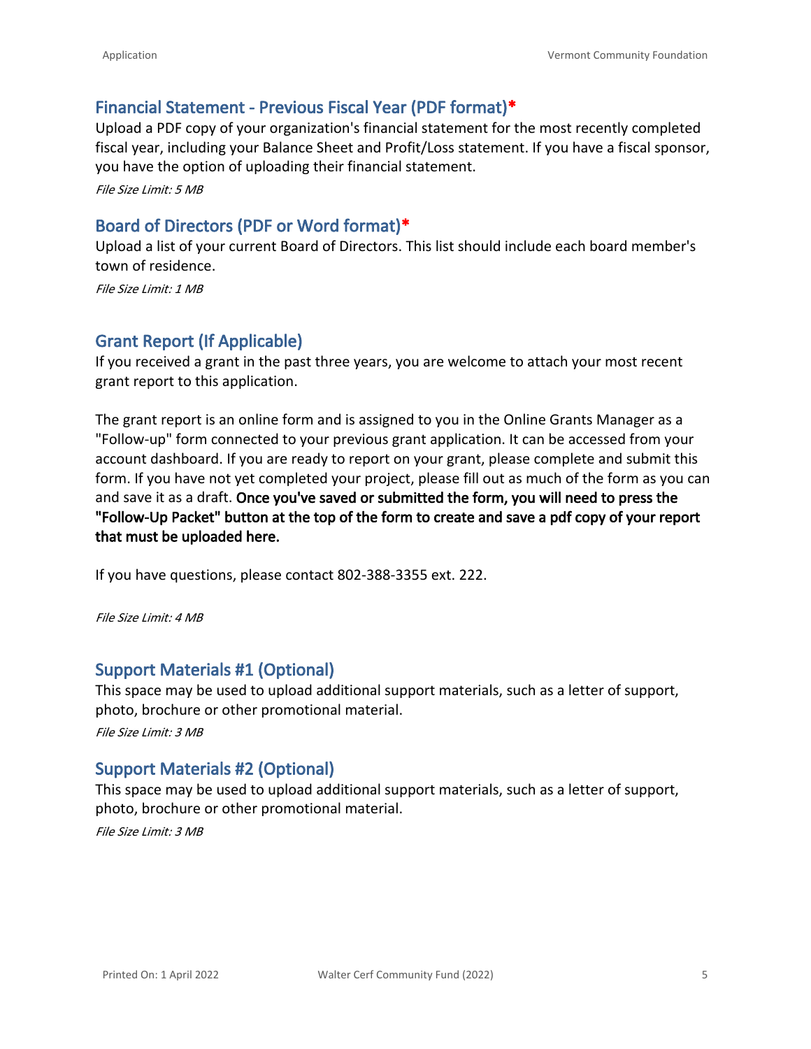## Financial Statement - Previous Fiscal Year (PDF format)*

Upload a PDF copy of your organization's financial statement for the most recently completed fiscal year, including your Balance Sheet and Profit/Loss statement. If you have a fiscal sponsor, you have the option of uploading their financial statement.

*File Size Limit: 5 MB*

## Board of Directors (PDF or Word format)*

Upload a list of your current Board of Directors. This list should include each board member's town of residence.

*File Size Limit: 1 MB*

## Grant Report (If Applicable)

If you received a grant in the past three years, you are welcome to attach your most recent grant report to this application.

The grant report is an online form and is assigned to you in the Online Grants Manager as a "Follow-up" form connected to your previous grant application. It can be accessed from your account dashboard. If you are ready to report on your grant, please complete and submit this form. If you have not yet completed your project, please fill out as much of the form as you can and save it as a draft. **Once you've saved or submitted the form, you will need to press the "Follow-Up Packet" button at the top of the form to create and save a pdf copy of your report that must be uploaded here.**

If you have questions, please contact 802-388-3355 ext. 222.

*File Size Limit: 4 MB*

## Support Materials #1 (Optional)

This space may be used to upload additional support materials, such as a letter of support, photo, brochure or other promotional material.

*File Size Limit: 3 MB*

## Support Materials #2 (Optional)

This space may be used to upload additional support materials, such as a letter of support, photo, brochure or other promotional material.

*File Size Limit: 3 MB*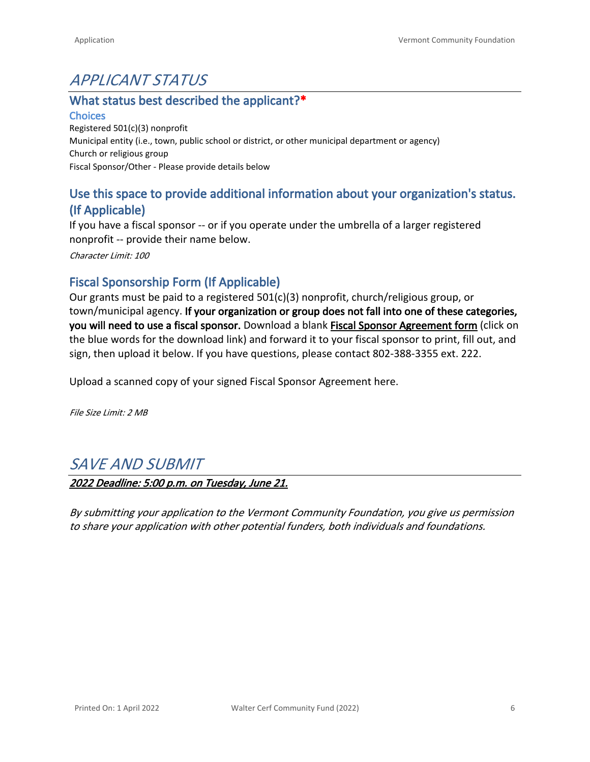# *APPLICANT STATUS*

## What status best described the applicant?*

### Choices

Registered 501(c)(3) nonprofit
Municipal entity (i.e., town, public school or district, or other municipal department or agency)
Church or religious group
Fiscal Sponsor/Other - Please provide details below

## Use this space to provide additional information about your organization's status. (If Applicable)

If you have a fiscal sponsor -- or if you operate under the umbrella of a larger registered nonprofit -- provide their name below.

*Character Limit: 100*

## Fiscal Sponsorship Form (If Applicable)

Our grants must be paid to a registered 501(c)(3) nonprofit, church/religious group, or town/municipal agency. **If your organization or group does not fall into one of these categories, you will need to use a fiscal sponsor.** Download a blank **Fiscal Sponsor Agreement form** (click on the blue words for the download link) and forward it to your fiscal sponsor to print, fill out, and sign, then upload it below. If you have questions, please contact 802-388-3355 ext. 222.

Upload a scanned copy of your signed Fiscal Sponsor Agreement here.

*File Size Limit: 2 MB*

# *SAVE AND SUBMIT*

***2022 Deadline: 5:00 p.m. on Tuesday, June 21.***

*By submitting your application to the Vermont Community Foundation, you give us permission to share your application with other potential funders, both individuals and foundations.*